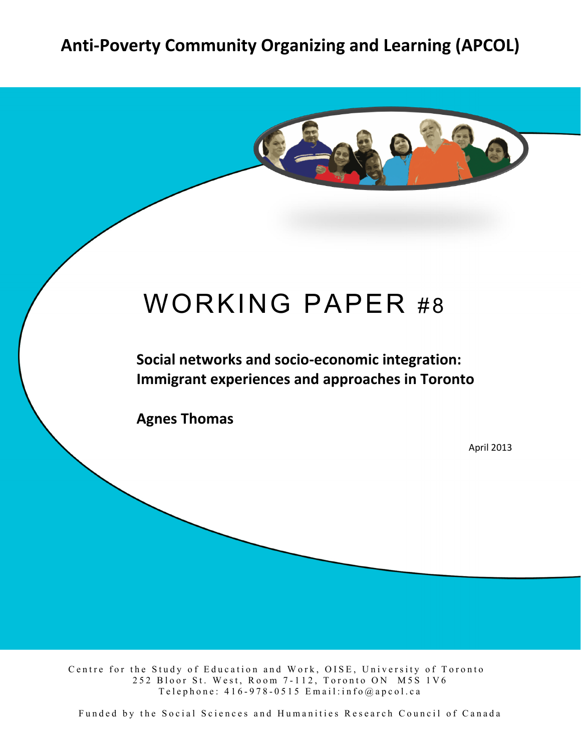# Anti-Poverty Community Organizing and Learning (APCOL)

# WORKING PAPER #8

**Social networks and socio-economic integration: Immigrant experiences and approaches in Toronto**

**Agnes Thomas**

April 2013

Centre for the Study of Education and Work, OISE, University of Toronto
252 Bloor St. West, Room 7-112, Toronto ON M5S 1V6
Telephone: 416-978-0515 Email:info@apcol.ca

Funded by the Social Sciences and Humanities Research Council of Canada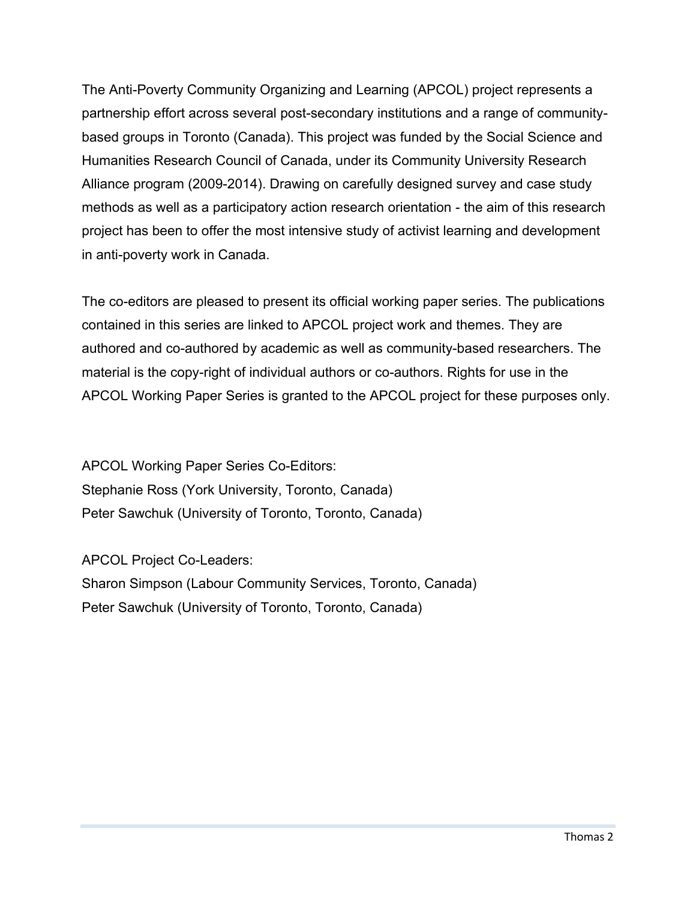The Anti-Poverty Community Organizing and Learning (APCOL) project represents a partnership effort across several post-secondary institutions and a range of community-based groups in Toronto (Canada). This project was funded by the Social Science and Humanities Research Council of Canada, under its Community University Research Alliance program (2009-2014). Drawing on carefully designed survey and case study methods as well as a participatory action research orientation - the aim of this research project has been to offer the most intensive study of activist learning and development in anti-poverty work in Canada.

The co-editors are pleased to present its official working paper series. The publications contained in this series are linked to APCOL project work and themes. They are authored and co-authored by academic as well as community-based researchers. The material is the copy-right of individual authors or co-authors. Rights for use in the APCOL Working Paper Series is granted to the APCOL project for these purposes only.

APCOL Working Paper Series Co-Editors:
Stephanie Ross (York University, Toronto, Canada)
Peter Sawchuk (University of Toronto, Toronto, Canada)

APCOL Project Co-Leaders:
Sharon Simpson (Labour Community Services, Toronto, Canada)
Peter Sawchuk (University of Toronto, Toronto, Canada)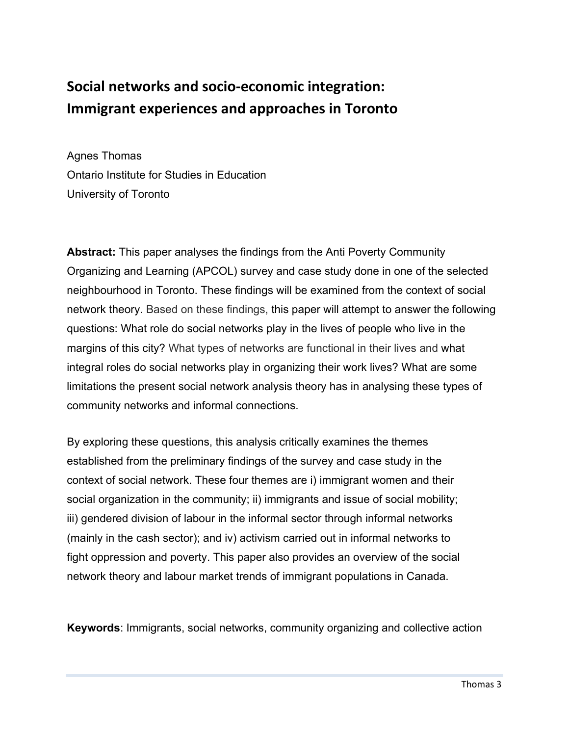# Social networks and socio-economic integration: Immigrant experiences and approaches in Toronto

Agnes Thomas
Ontario Institute for Studies in Education
University of Toronto

**Abstract:** This paper analyses the findings from the Anti Poverty Community Organizing and Learning (APCOL) survey and case study done in one of the selected neighbourhood in Toronto. These findings will be examined from the context of social network theory. Based on these findings, this paper will attempt to answer the following questions: What role do social networks play in the lives of people who live in the margins of this city? What types of networks are functional in their lives and what integral roles do social networks play in organizing their work lives? What are some limitations the present social network analysis theory has in analysing these types of community networks and informal connections.

By exploring these questions, this analysis critically examines the themes established from the preliminary findings of the survey and case study in the context of social network. These four themes are i) immigrant women and their social organization in the community; ii) immigrants and issue of social mobility; iii) gendered division of labour in the informal sector through informal networks (mainly in the cash sector); and iv) activism carried out in informal networks to fight oppression and poverty. This paper also provides an overview of the social network theory and labour market trends of immigrant populations in Canada.

**Keywords**: Immigrants, social networks, community organizing and collective action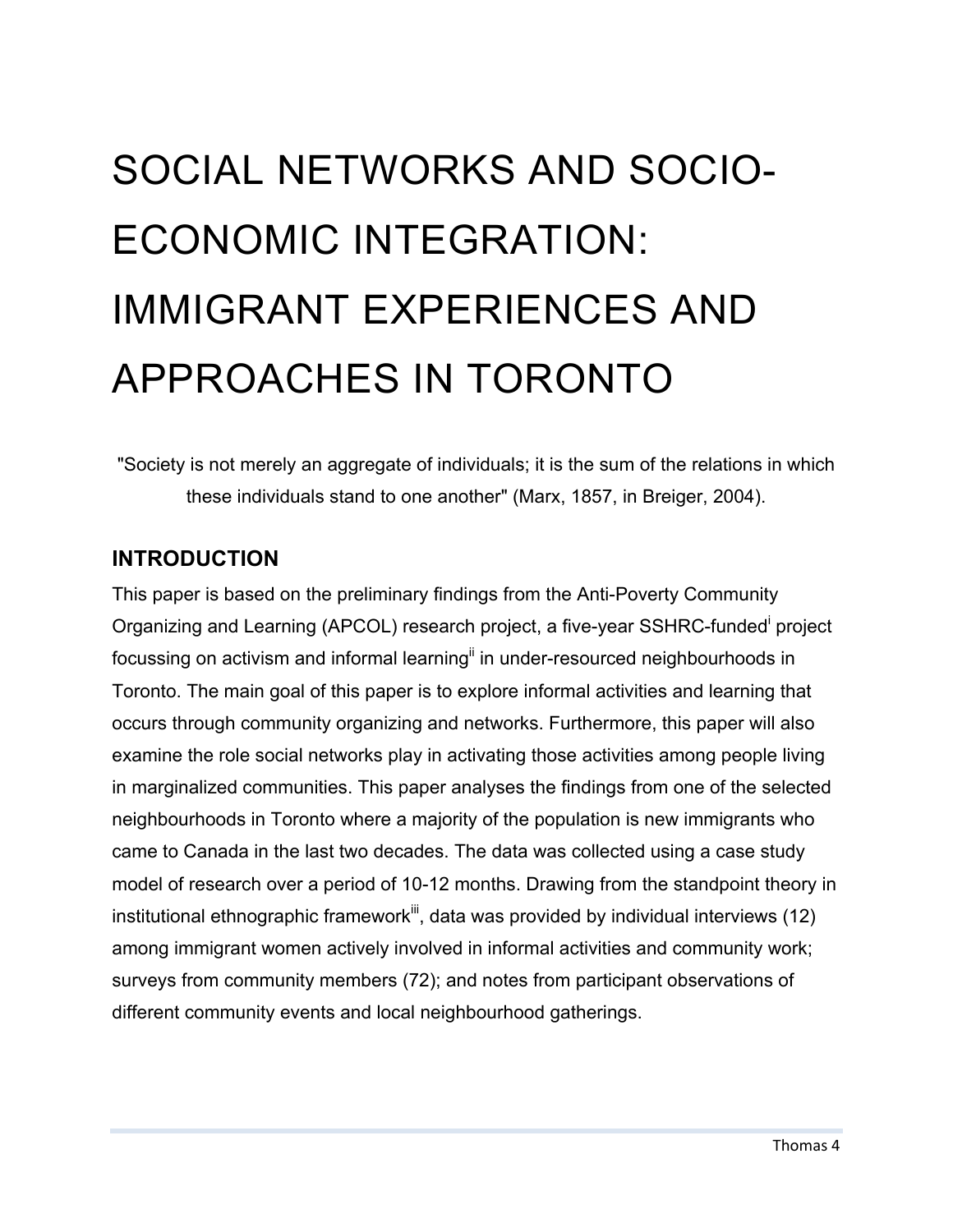# SOCIAL NETWORKS AND SOCIO-ECONOMIC INTEGRATION: IMMIGRANT EXPERIENCES AND APPROACHES IN TORONTO

"Society is not merely an aggregate of individuals; it is the sum of the relations in which these individuals stand to one another" (Marx, 1857, in Breiger, 2004).

## INTRODUCTION

This paper is based on the preliminary findings from the Anti-Poverty Community Organizing and Learning (APCOL) research project, a five-year SSHRC-funded[i] project focussing on activism and informal learning[ii] in under-resourced neighbourhoods in Toronto. The main goal of this paper is to explore informal activities and learning that occurs through community organizing and networks. Furthermore, this paper will also examine the role social networks play in activating those activities among people living in marginalized communities. This paper analyses the findings from one of the selected neighbourhoods in Toronto where a majority of the population is new immigrants who came to Canada in the last two decades. The data was collected using a case study model of research over a period of 10-12 months. Drawing from the standpoint theory in institutional ethnographic framework[iii], data was provided by individual interviews (12) among immigrant women actively involved in informal activities and community work; surveys from community members (72); and notes from participant observations of different community events and local neighbourhood gatherings.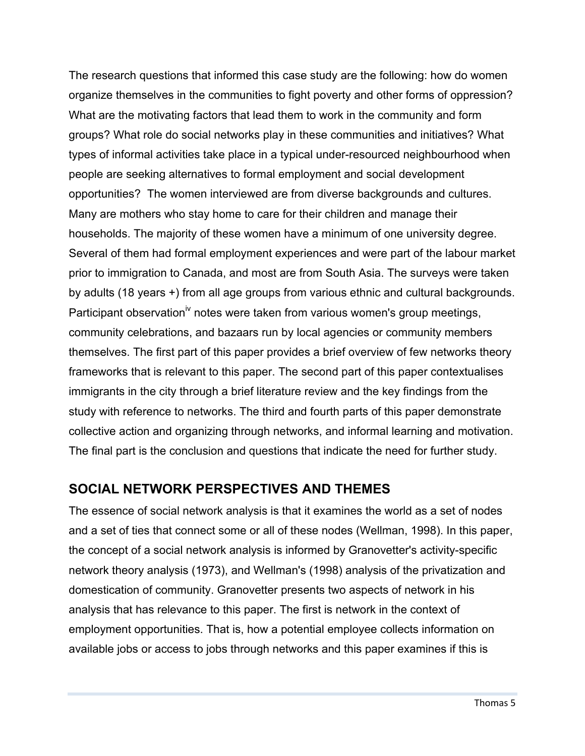The research questions that informed this case study are the following: how do women organize themselves in the communities to fight poverty and other forms of oppression? What are the motivating factors that lead them to work in the community and form groups? What role do social networks play in these communities and initiatives? What types of informal activities take place in a typical under-resourced neighbourhood when people are seeking alternatives to formal employment and social development opportunities? The women interviewed are from diverse backgrounds and cultures. Many are mothers who stay home to care for their children and manage their households. The majority of these women have a minimum of one university degree. Several of them had formal employment experiences and were part of the labour market prior to immigration to Canada, and most are from South Asia. The surveys were taken by adults (18 years +) from all age groups from various ethnic and cultural backgrounds. Participant observation[iv] notes were taken from various women's group meetings, community celebrations, and bazaars run by local agencies or community members themselves. The first part of this paper provides a brief overview of few networks theory frameworks that is relevant to this paper. The second part of this paper contextualises immigrants in the city through a brief literature review and the key findings from the study with reference to networks. The third and fourth parts of this paper demonstrate collective action and organizing through networks, and informal learning and motivation. The final part is the conclusion and questions that indicate the need for further study.

## SOCIAL NETWORK PERSPECTIVES AND THEMES

The essence of social network analysis is that it examines the world as a set of nodes and a set of ties that connect some or all of these nodes (Wellman, 1998). In this paper, the concept of a social network analysis is informed by Granovetter's activity-specific network theory analysis (1973), and Wellman's (1998) analysis of the privatization and domestication of community. Granovetter presents two aspects of network in his analysis that has relevance to this paper. The first is network in the context of employment opportunities. That is, how a potential employee collects information on available jobs or access to jobs through networks and this paper examines if this is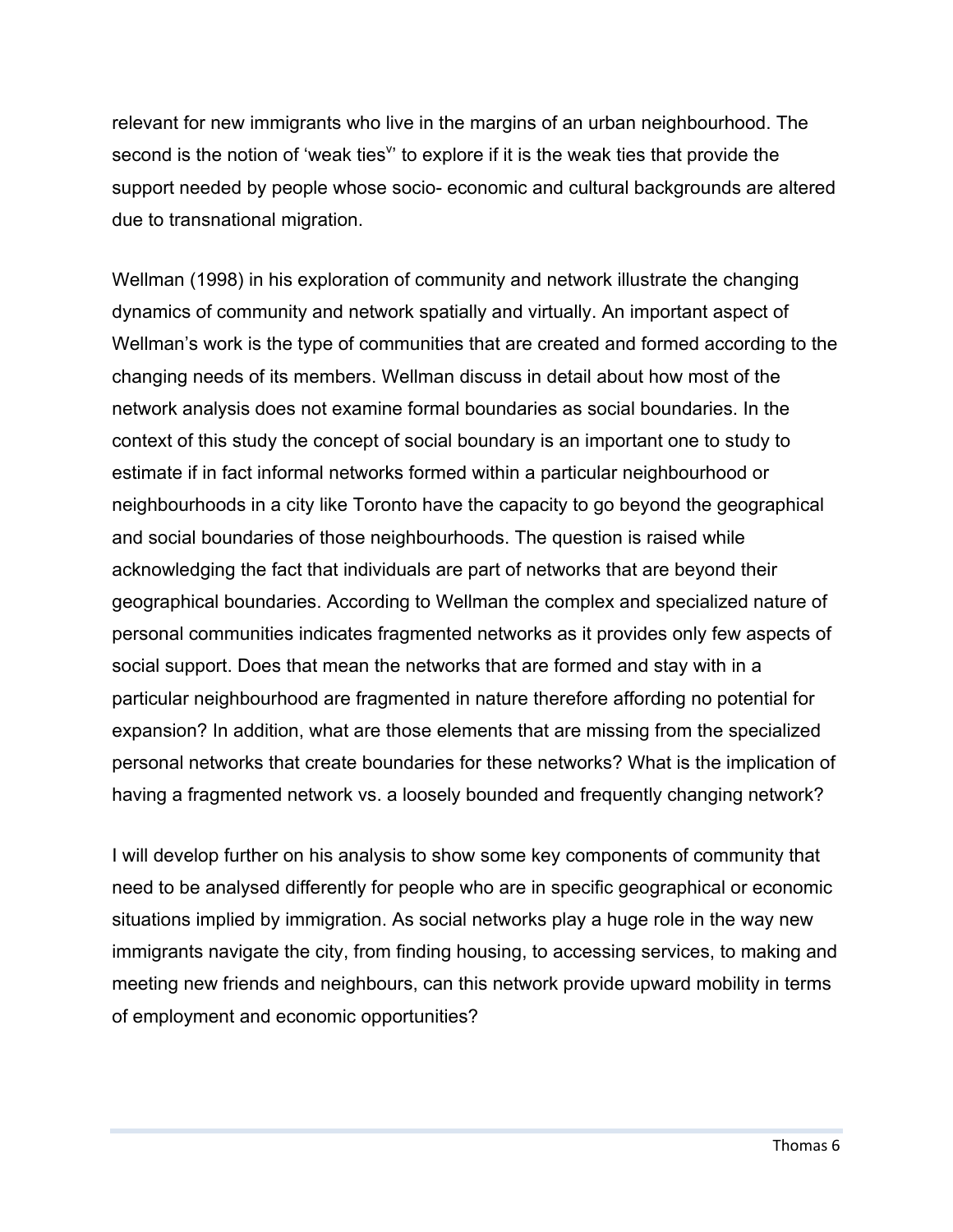relevant for new immigrants who live in the margins of an urban neighbourhood. The second is the notion of 'weak ties[v]' to explore if it is the weak ties that provide the support needed by people whose socio- economic and cultural backgrounds are altered due to transnational migration.

Wellman (1998) in his exploration of community and network illustrate the changing dynamics of community and network spatially and virtually. An important aspect of Wellman's work is the type of communities that are created and formed according to the changing needs of its members. Wellman discuss in detail about how most of the network analysis does not examine formal boundaries as social boundaries. In the context of this study the concept of social boundary is an important one to study to estimate if in fact informal networks formed within a particular neighbourhood or neighbourhoods in a city like Toronto have the capacity to go beyond the geographical and social boundaries of those neighbourhoods. The question is raised while acknowledging the fact that individuals are part of networks that are beyond their geographical boundaries. According to Wellman the complex and specialized nature of personal communities indicates fragmented networks as it provides only few aspects of social support. Does that mean the networks that are formed and stay with in a particular neighbourhood are fragmented in nature therefore affording no potential for expansion? In addition, what are those elements that are missing from the specialized personal networks that create boundaries for these networks? What is the implication of having a fragmented network vs. a loosely bounded and frequently changing network?

I will develop further on his analysis to show some key components of community that need to be analysed differently for people who are in specific geographical or economic situations implied by immigration. As social networks play a huge role in the way new immigrants navigate the city, from finding housing, to accessing services, to making and meeting new friends and neighbours, can this network provide upward mobility in terms of employment and economic opportunities?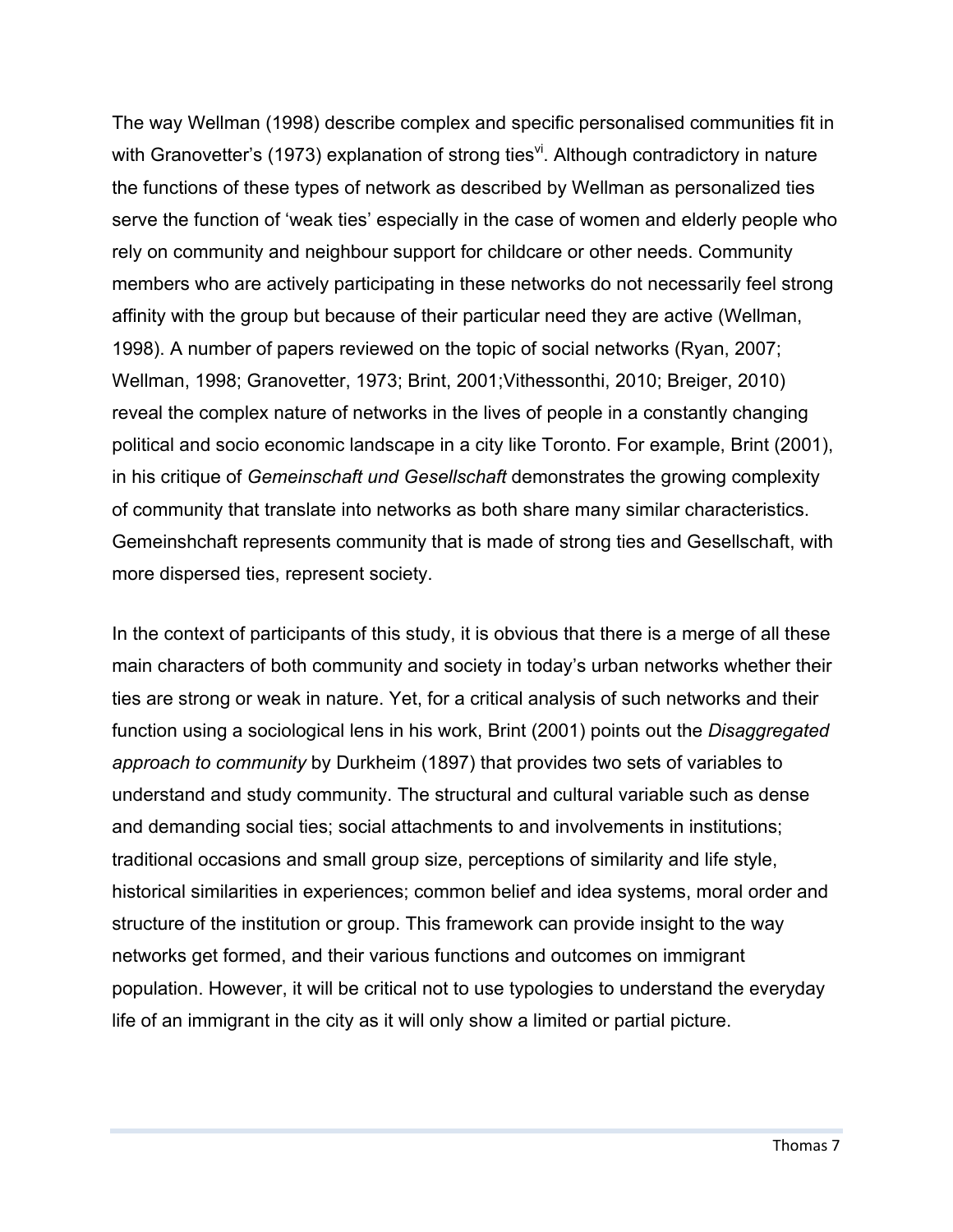The way Wellman (1998) describe complex and specific personalised communities fit in with Granovetter's (1973) explanation of strong ties[vi]. Although contradictory in nature the functions of these types of network as described by Wellman as personalized ties serve the function of 'weak ties' especially in the case of women and elderly people who rely on community and neighbour support for childcare or other needs. Community members who are actively participating in these networks do not necessarily feel strong affinity with the group but because of their particular need they are active (Wellman, 1998). A number of papers reviewed on the topic of social networks (Ryan, 2007; Wellman, 1998; Granovetter, 1973; Brint, 2001;Vithessonthi, 2010; Breiger, 2010) reveal the complex nature of networks in the lives of people in a constantly changing political and socio economic landscape in a city like Toronto. For example, Brint (2001), in his critique of *Gemeinschaft und Gesellschaft* demonstrates the growing complexity of community that translate into networks as both share many similar characteristics. Gemeinshchaft represents community that is made of strong ties and Gesellschaft, with more dispersed ties, represent society.

In the context of participants of this study, it is obvious that there is a merge of all these main characters of both community and society in today's urban networks whether their ties are strong or weak in nature. Yet, for a critical analysis of such networks and their function using a sociological lens in his work, Brint (2001) points out the *Disaggregated approach to community* by Durkheim (1897) that provides two sets of variables to understand and study community. The structural and cultural variable such as dense and demanding social ties; social attachments to and involvements in institutions; traditional occasions and small group size, perceptions of similarity and life style, historical similarities in experiences; common belief and idea systems, moral order and structure of the institution or group. This framework can provide insight to the way networks get formed, and their various functions and outcomes on immigrant population. However, it will be critical not to use typologies to understand the everyday life of an immigrant in the city as it will only show a limited or partial picture.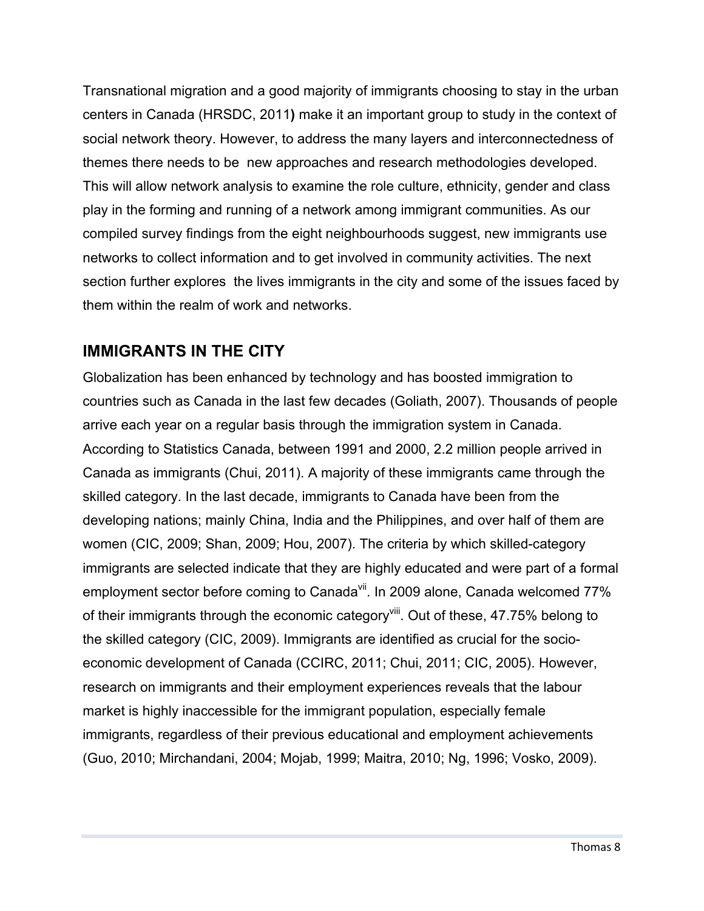Transnational migration and a good majority of immigrants choosing to stay in the urban centers in Canada (HRSDC, 2011**)** make it an important group to study in the context of social network theory. However, to address the many layers and interconnectedness of themes there needs to be new approaches and research methodologies developed. This will allow network analysis to examine the role culture, ethnicity, gender and class play in the forming and running of a network among immigrant communities. As our compiled survey findings from the eight neighbourhoods suggest, new immigrants use networks to collect information and to get involved in community activities. The next section further explores the lives immigrants in the city and some of the issues faced by them within the realm of work and networks.

## IMMIGRANTS IN THE CITY

Globalization has been enhanced by technology and has boosted immigration to countries such as Canada in the last few decades (Goliath, 2007). Thousands of people arrive each year on a regular basis through the immigration system in Canada. According to Statistics Canada, between 1991 and 2000, 2.2 million people arrived in Canada as immigrants (Chui, 2011). A majority of these immigrants came through the skilled category. In the last decade, immigrants to Canada have been from the developing nations; mainly China, India and the Philippines, and over half of them are women (CIC, 2009; Shan, 2009; Hou, 2007). The criteria by which skilled-category immigrants are selected indicate that they are highly educated and were part of a formal employment sector before coming to Canada[vii]. In 2009 alone, Canada welcomed 77% of their immigrants through the economic category[viii]. Out of these, 47.75% belong to the skilled category (CIC, 2009). Immigrants are identified as crucial for the socio-economic development of Canada (CCIRC, 2011; Chui, 2011; CIC, 2005). However, research on immigrants and their employment experiences reveals that the labour market is highly inaccessible for the immigrant population, especially female immigrants, regardless of their previous educational and employment achievements (Guo, 2010; Mirchandani, 2004; Mojab, 1999; Maitra, 2010; Ng, 1996; Vosko, 2009).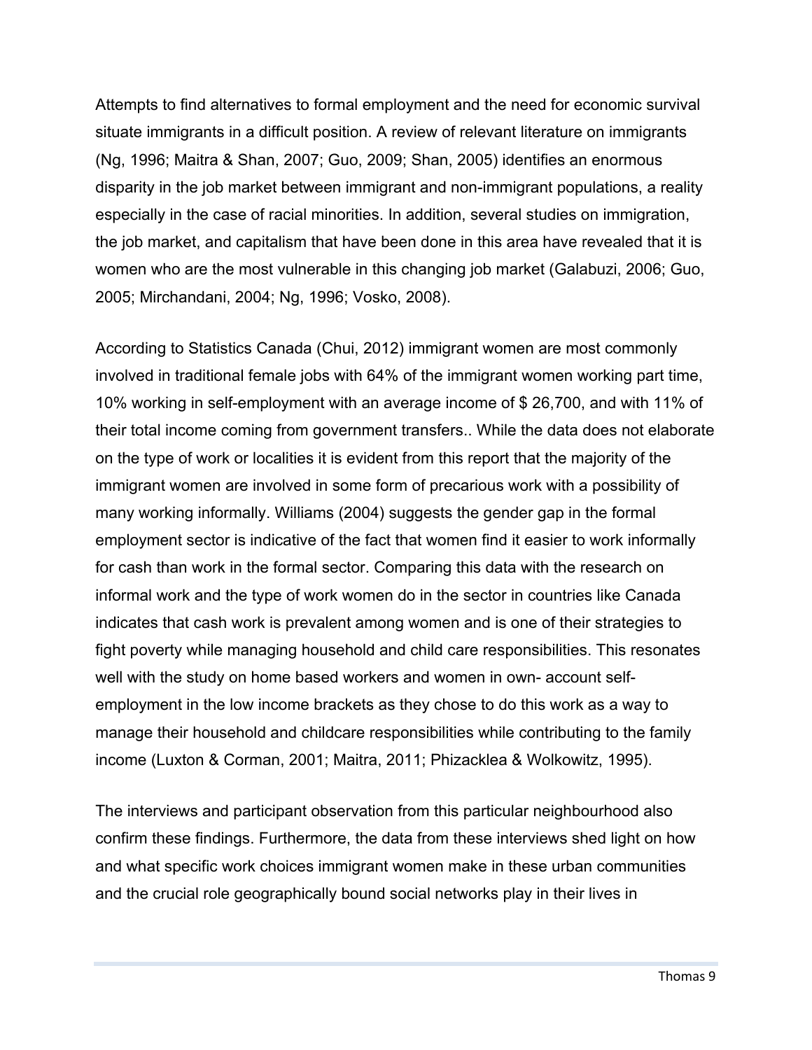Attempts to find alternatives to formal employment and the need for economic survival situate immigrants in a difficult position. A review of relevant literature on immigrants (Ng, 1996; Maitra & Shan, 2007; Guo, 2009; Shan, 2005) identifies an enormous disparity in the job market between immigrant and non-immigrant populations, a reality especially in the case of racial minorities. In addition, several studies on immigration, the job market, and capitalism that have been done in this area have revealed that it is women who are the most vulnerable in this changing job market (Galabuzi, 2006; Guo, 2005; Mirchandani, 2004; Ng, 1996; Vosko, 2008).

According to Statistics Canada (Chui, 2012) immigrant women are most commonly involved in traditional female jobs with 64% of the immigrant women working part time, 10% working in self-employment with an average income of $ 26,700, and with 11% of their total income coming from government transfers.. While the data does not elaborate on the type of work or localities it is evident from this report that the majority of the immigrant women are involved in some form of precarious work with a possibility of many working informally. Williams (2004) suggests the gender gap in the formal employment sector is indicative of the fact that women find it easier to work informally for cash than work in the formal sector. Comparing this data with the research on informal work and the type of work women do in the sector in countries like Canada indicates that cash work is prevalent among women and is one of their strategies to fight poverty while managing household and child care responsibilities. This resonates well with the study on home based workers and women in own- account self-employment in the low income brackets as they chose to do this work as a way to manage their household and childcare responsibilities while contributing to the family income (Luxton & Corman, 2001; Maitra, 2011; Phizacklea & Wolkowitz, 1995).

The interviews and participant observation from this particular neighbourhood also confirm these findings. Furthermore, the data from these interviews shed light on how and what specific work choices immigrant women make in these urban communities and the crucial role geographically bound social networks play in their lives in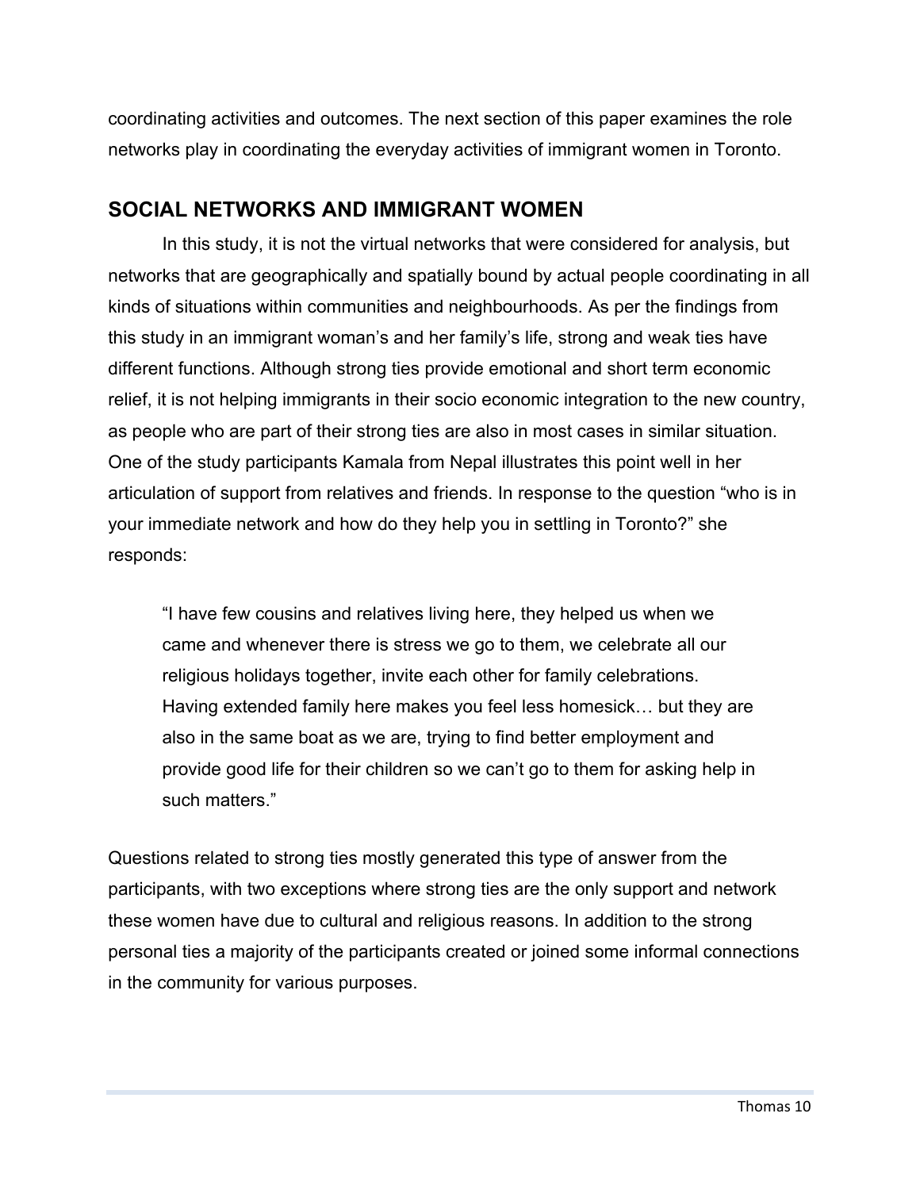coordinating activities and outcomes. The next section of this paper examines the role networks play in coordinating the everyday activities of immigrant women in Toronto.

## SOCIAL NETWORKS AND IMMIGRANT WOMEN

In this study, it is not the virtual networks that were considered for analysis, but networks that are geographically and spatially bound by actual people coordinating in all kinds of situations within communities and neighbourhoods. As per the findings from this study in an immigrant woman's and her family's life, strong and weak ties have different functions. Although strong ties provide emotional and short term economic relief, it is not helping immigrants in their socio economic integration to the new country, as people who are part of their strong ties are also in most cases in similar situation. One of the study participants Kamala from Nepal illustrates this point well in her articulation of support from relatives and friends. In response to the question "who is in your immediate network and how do they help you in settling in Toronto?" she responds:

> "I have few cousins and relatives living here, they helped us when we came and whenever there is stress we go to them, we celebrate all our religious holidays together, invite each other for family celebrations. Having extended family here makes you feel less homesick… but they are also in the same boat as we are, trying to find better employment and provide good life for their children so we can't go to them for asking help in such matters."

Questions related to strong ties mostly generated this type of answer from the participants, with two exceptions where strong ties are the only support and network these women have due to cultural and religious reasons. In addition to the strong personal ties a majority of the participants created or joined some informal connections in the community for various purposes.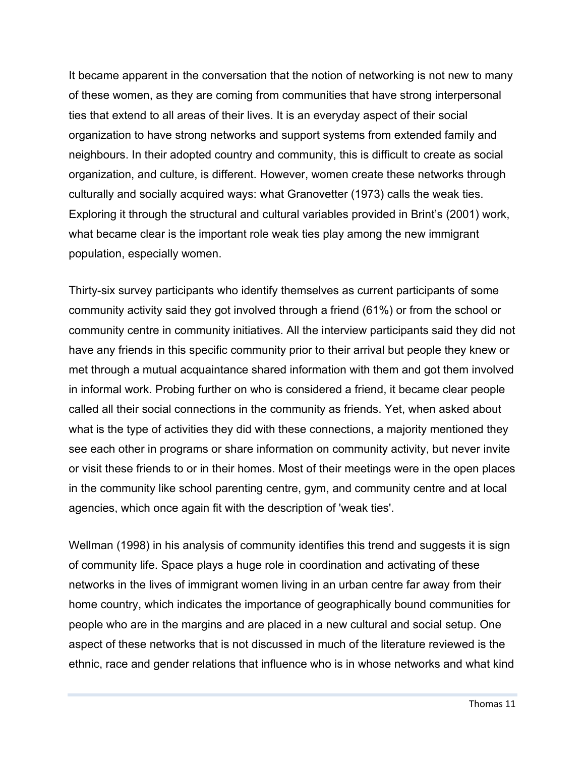It became apparent in the conversation that the notion of networking is not new to many of these women, as they are coming from communities that have strong interpersonal ties that extend to all areas of their lives. It is an everyday aspect of their social organization to have strong networks and support systems from extended family and neighbours. In their adopted country and community, this is difficult to create as social organization, and culture, is different. However, women create these networks through culturally and socially acquired ways: what Granovetter (1973) calls the weak ties. Exploring it through the structural and cultural variables provided in Brint's (2001) work, what became clear is the important role weak ties play among the new immigrant population, especially women.

Thirty-six survey participants who identify themselves as current participants of some community activity said they got involved through a friend (61%) or from the school or community centre in community initiatives. All the interview participants said they did not have any friends in this specific community prior to their arrival but people they knew or met through a mutual acquaintance shared information with them and got them involved in informal work. Probing further on who is considered a friend, it became clear people called all their social connections in the community as friends. Yet, when asked about what is the type of activities they did with these connections, a majority mentioned they see each other in programs or share information on community activity, but never invite or visit these friends to or in their homes. Most of their meetings were in the open places in the community like school parenting centre, gym, and community centre and at local agencies, which once again fit with the description of 'weak ties'.

Wellman (1998) in his analysis of community identifies this trend and suggests it is sign of community life. Space plays a huge role in coordination and activating of these networks in the lives of immigrant women living in an urban centre far away from their home country, which indicates the importance of geographically bound communities for people who are in the margins and are placed in a new cultural and social setup. One aspect of these networks that is not discussed in much of the literature reviewed is the ethnic, race and gender relations that influence who is in whose networks and what kind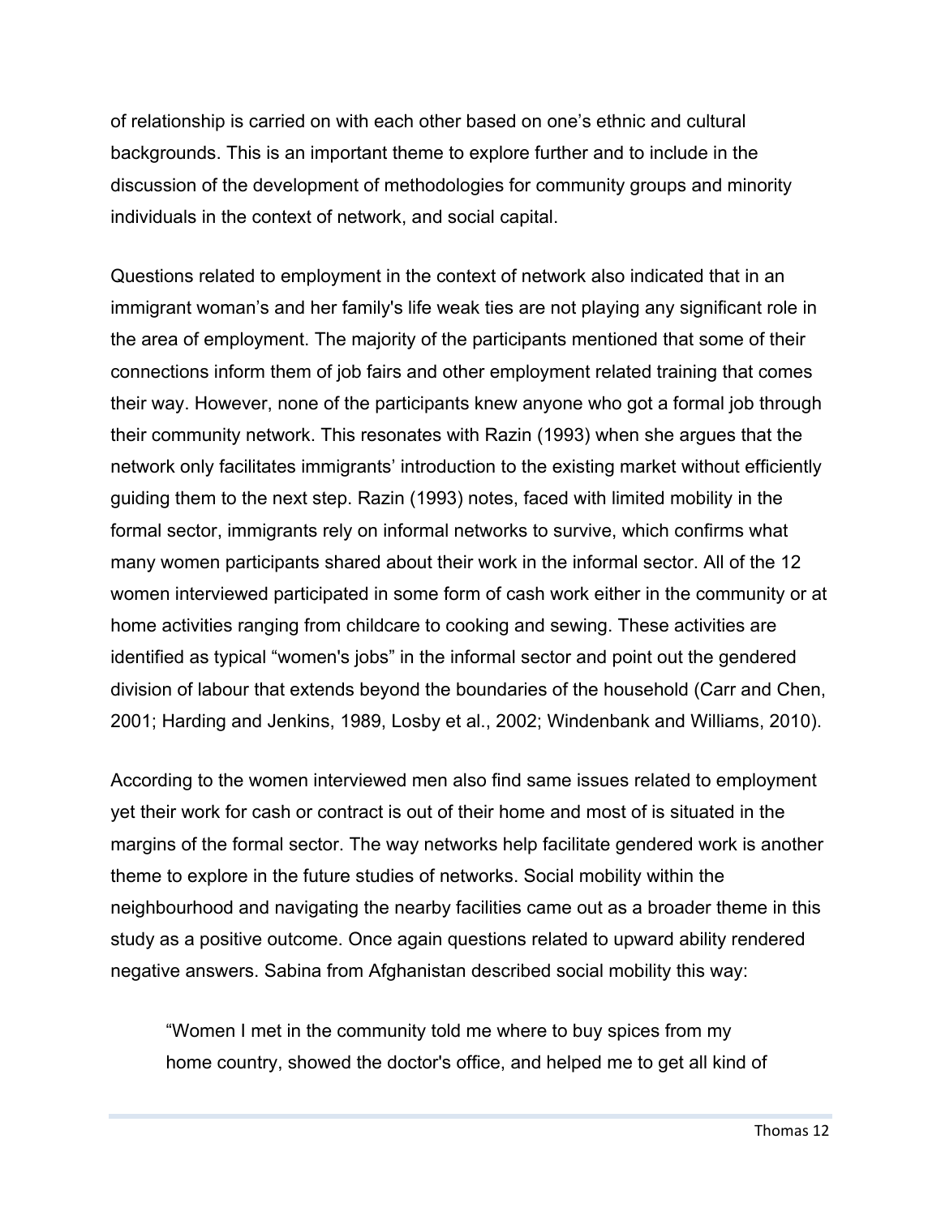of relationship is carried on with each other based on one's ethnic and cultural backgrounds. This is an important theme to explore further and to include in the discussion of the development of methodologies for community groups and minority individuals in the context of network, and social capital.

Questions related to employment in the context of network also indicated that in an immigrant woman's and her family's life weak ties are not playing any significant role in the area of employment. The majority of the participants mentioned that some of their connections inform them of job fairs and other employment related training that comes their way. However, none of the participants knew anyone who got a formal job through their community network. This resonates with Razin (1993) when she argues that the network only facilitates immigrants' introduction to the existing market without efficiently guiding them to the next step. Razin (1993) notes, faced with limited mobility in the formal sector, immigrants rely on informal networks to survive, which confirms what many women participants shared about their work in the informal sector. All of the 12 women interviewed participated in some form of cash work either in the community or at home activities ranging from childcare to cooking and sewing. These activities are identified as typical "women's jobs" in the informal sector and point out the gendered division of labour that extends beyond the boundaries of the household (Carr and Chen, 2001; Harding and Jenkins, 1989, Losby et al., 2002; Windenbank and Williams, 2010).

According to the women interviewed men also find same issues related to employment yet their work for cash or contract is out of their home and most of is situated in the margins of the formal sector. The way networks help facilitate gendered work is another theme to explore in the future studies of networks. Social mobility within the neighbourhood and navigating the nearby facilities came out as a broader theme in this study as a positive outcome. Once again questions related to upward ability rendered negative answers. Sabina from Afghanistan described social mobility this way:

> "Women I met in the community told me where to buy spices from my home country, showed the doctor's office, and helped me to get all kind of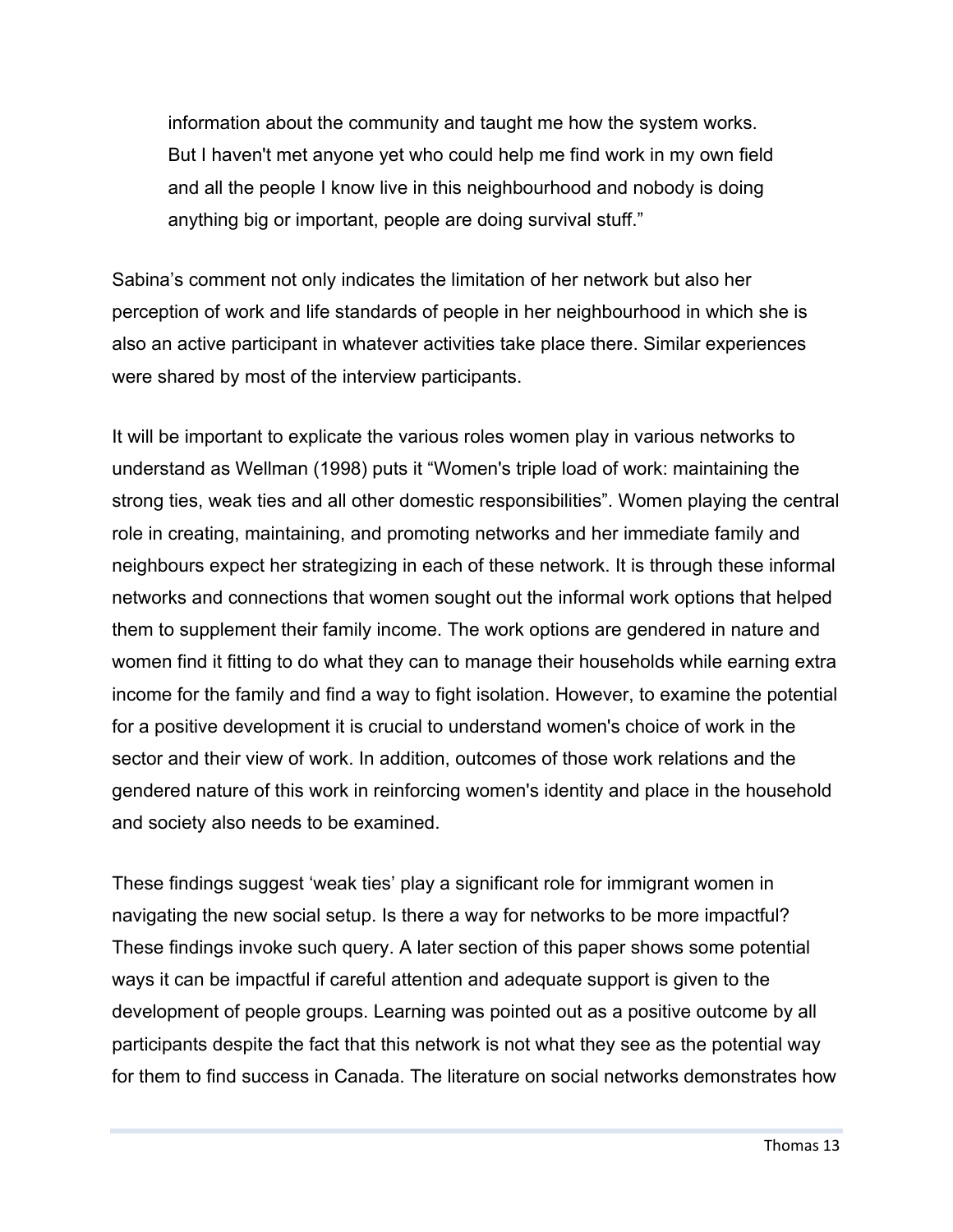> information about the community and taught me how the system works. But I haven't met anyone yet who could help me find work in my own field and all the people I know live in this neighbourhood and nobody is doing anything big or important, people are doing survival stuff."

Sabina's comment not only indicates the limitation of her network but also her perception of work and life standards of people in her neighbourhood in which she is also an active participant in whatever activities take place there. Similar experiences were shared by most of the interview participants.

It will be important to explicate the various roles women play in various networks to understand as Wellman (1998) puts it "Women's triple load of work: maintaining the strong ties, weak ties and all other domestic responsibilities". Women playing the central role in creating, maintaining, and promoting networks and her immediate family and neighbours expect her strategizing in each of these network. It is through these informal networks and connections that women sought out the informal work options that helped them to supplement their family income. The work options are gendered in nature and women find it fitting to do what they can to manage their households while earning extra income for the family and find a way to fight isolation. However, to examine the potential for a positive development it is crucial to understand women's choice of work in the sector and their view of work. In addition, outcomes of those work relations and the gendered nature of this work in reinforcing women's identity and place in the household and society also needs to be examined.

These findings suggest 'weak ties' play a significant role for immigrant women in navigating the new social setup. Is there a way for networks to be more impactful? These findings invoke such query. A later section of this paper shows some potential ways it can be impactful if careful attention and adequate support is given to the development of people groups. Learning was pointed out as a positive outcome by all participants despite the fact that this network is not what they see as the potential way for them to find success in Canada. The literature on social networks demonstrates how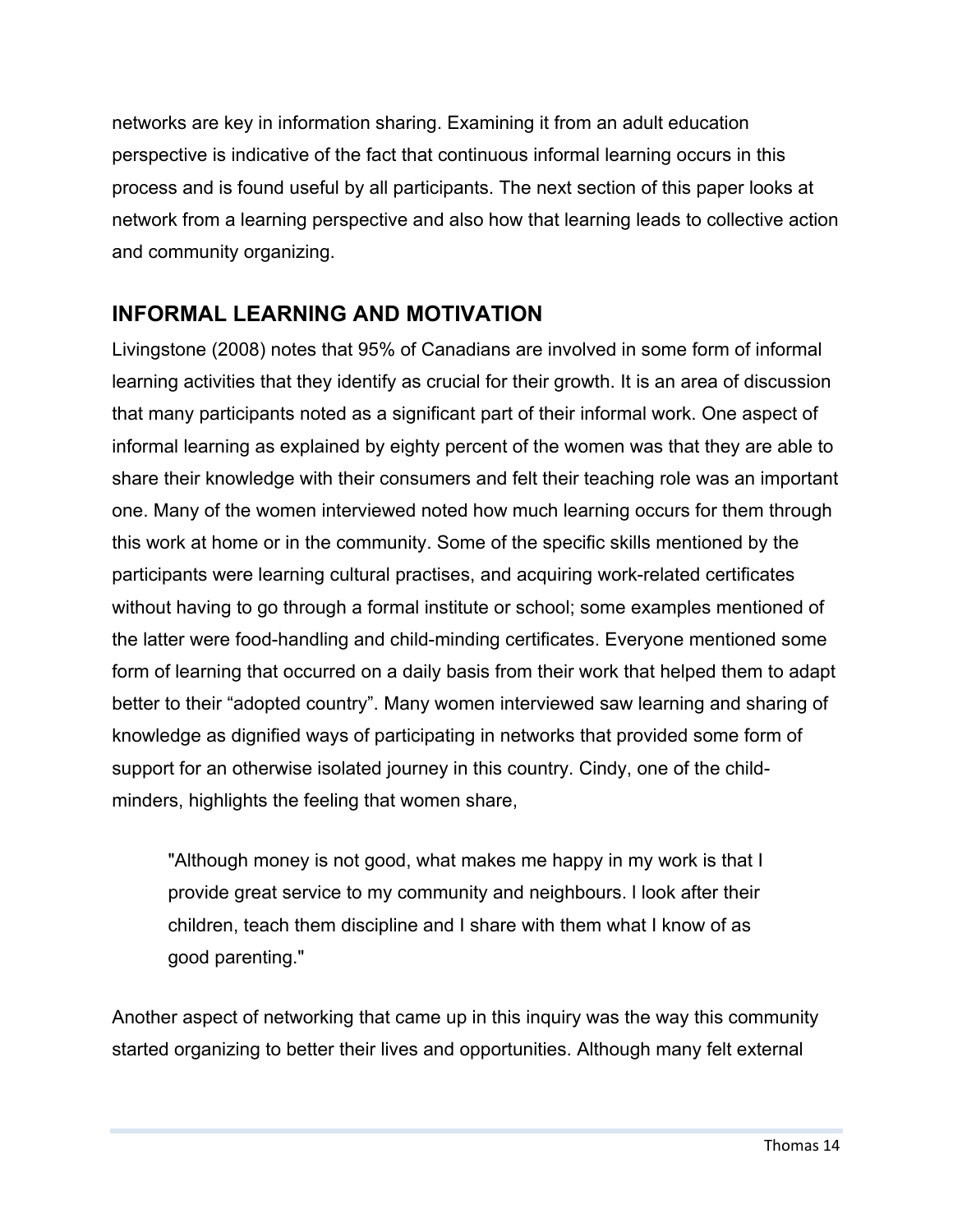networks are key in information sharing. Examining it from an adult education perspective is indicative of the fact that continuous informal learning occurs in this process and is found useful by all participants. The next section of this paper looks at network from a learning perspective and also how that learning leads to collective action and community organizing.

## INFORMAL LEARNING AND MOTIVATION

Livingstone (2008) notes that 95% of Canadians are involved in some form of informal learning activities that they identify as crucial for their growth. It is an area of discussion that many participants noted as a significant part of their informal work. One aspect of informal learning as explained by eighty percent of the women was that they are able to share their knowledge with their consumers and felt their teaching role was an important one. Many of the women interviewed noted how much learning occurs for them through this work at home or in the community. Some of the specific skills mentioned by the participants were learning cultural practises, and acquiring work-related certificates without having to go through a formal institute or school; some examples mentioned of the latter were food-handling and child-minding certificates. Everyone mentioned some form of learning that occurred on a daily basis from their work that helped them to adapt better to their "adopted country". Many women interviewed saw learning and sharing of knowledge as dignified ways of participating in networks that provided some form of support for an otherwise isolated journey in this country. Cindy, one of the child-minders, highlights the feeling that women share,

> "Although money is not good, what makes me happy in my work is that I provide great service to my community and neighbours. I look after their children, teach them discipline and I share with them what I know of as good parenting."

Another aspect of networking that came up in this inquiry was the way this community started organizing to better their lives and opportunities. Although many felt external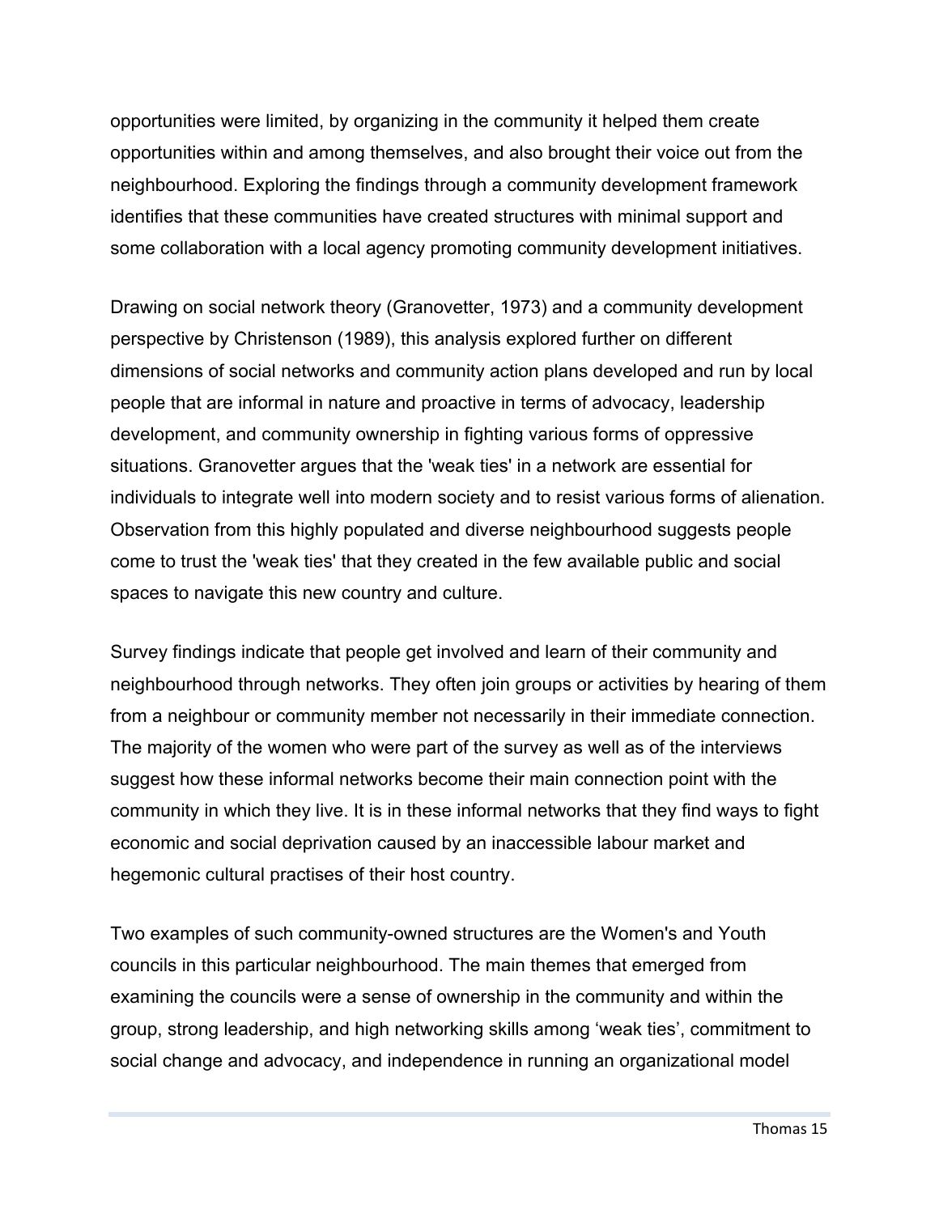opportunities were limited, by organizing in the community it helped them create opportunities within and among themselves, and also brought their voice out from the neighbourhood. Exploring the findings through a community development framework identifies that these communities have created structures with minimal support and some collaboration with a local agency promoting community development initiatives.

Drawing on social network theory (Granovetter, 1973) and a community development perspective by Christenson (1989), this analysis explored further on different dimensions of social networks and community action plans developed and run by local people that are informal in nature and proactive in terms of advocacy, leadership development, and community ownership in fighting various forms of oppressive situations. Granovetter argues that the 'weak ties' in a network are essential for individuals to integrate well into modern society and to resist various forms of alienation. Observation from this highly populated and diverse neighbourhood suggests people come to trust the 'weak ties' that they created in the few available public and social spaces to navigate this new country and culture.

Survey findings indicate that people get involved and learn of their community and neighbourhood through networks. They often join groups or activities by hearing of them from a neighbour or community member not necessarily in their immediate connection. The majority of the women who were part of the survey as well as of the interviews suggest how these informal networks become their main connection point with the community in which they live. It is in these informal networks that they find ways to fight economic and social deprivation caused by an inaccessible labour market and hegemonic cultural practises of their host country.

Two examples of such community-owned structures are the Women's and Youth councils in this particular neighbourhood. The main themes that emerged from examining the councils were a sense of ownership in the community and within the group, strong leadership, and high networking skills among ‘weak ties’, commitment to social change and advocacy, and independence in running an organizational model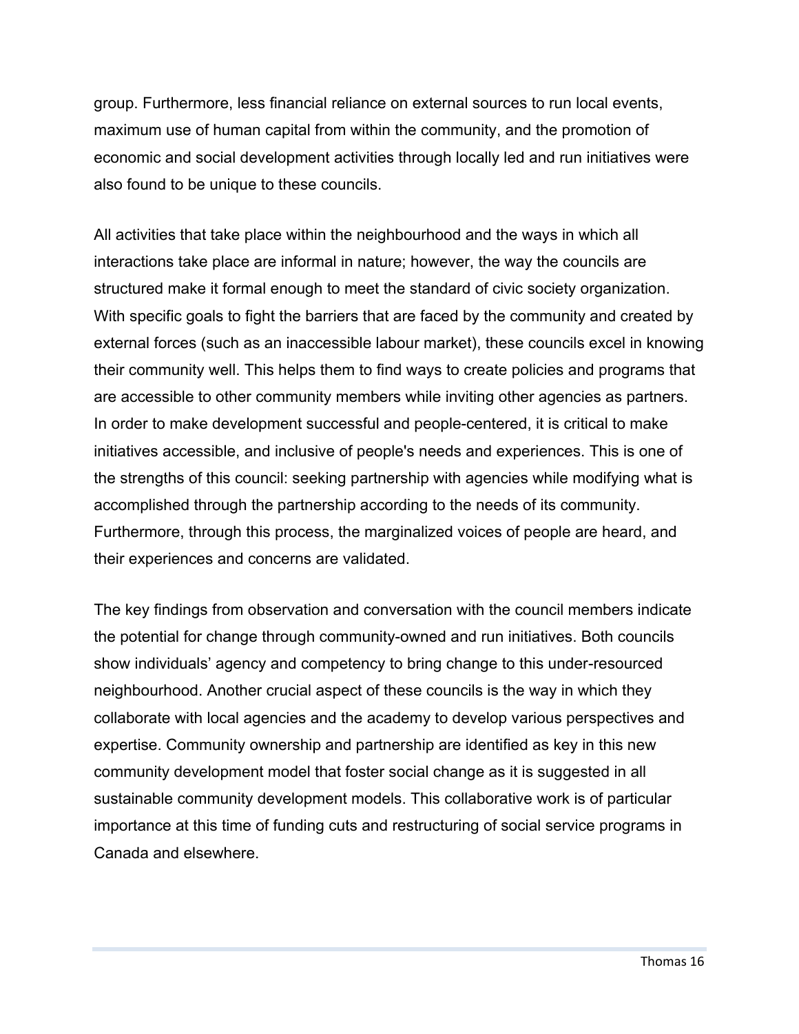group. Furthermore, less financial reliance on external sources to run local events, maximum use of human capital from within the community, and the promotion of economic and social development activities through locally led and run initiatives were also found to be unique to these councils.

All activities that take place within the neighbourhood and the ways in which all interactions take place are informal in nature; however, the way the councils are structured make it formal enough to meet the standard of civic society organization. With specific goals to fight the barriers that are faced by the community and created by external forces (such as an inaccessible labour market), these councils excel in knowing their community well. This helps them to find ways to create policies and programs that are accessible to other community members while inviting other agencies as partners. In order to make development successful and people-centered, it is critical to make initiatives accessible, and inclusive of people's needs and experiences. This is one of the strengths of this council: seeking partnership with agencies while modifying what is accomplished through the partnership according to the needs of its community. Furthermore, through this process, the marginalized voices of people are heard, and their experiences and concerns are validated.

The key findings from observation and conversation with the council members indicate the potential for change through community-owned and run initiatives. Both councils show individuals' agency and competency to bring change to this under-resourced neighbourhood. Another crucial aspect of these councils is the way in which they collaborate with local agencies and the academy to develop various perspectives and expertise. Community ownership and partnership are identified as key in this new community development model that foster social change as it is suggested in all sustainable community development models. This collaborative work is of particular importance at this time of funding cuts and restructuring of social service programs in Canada and elsewhere.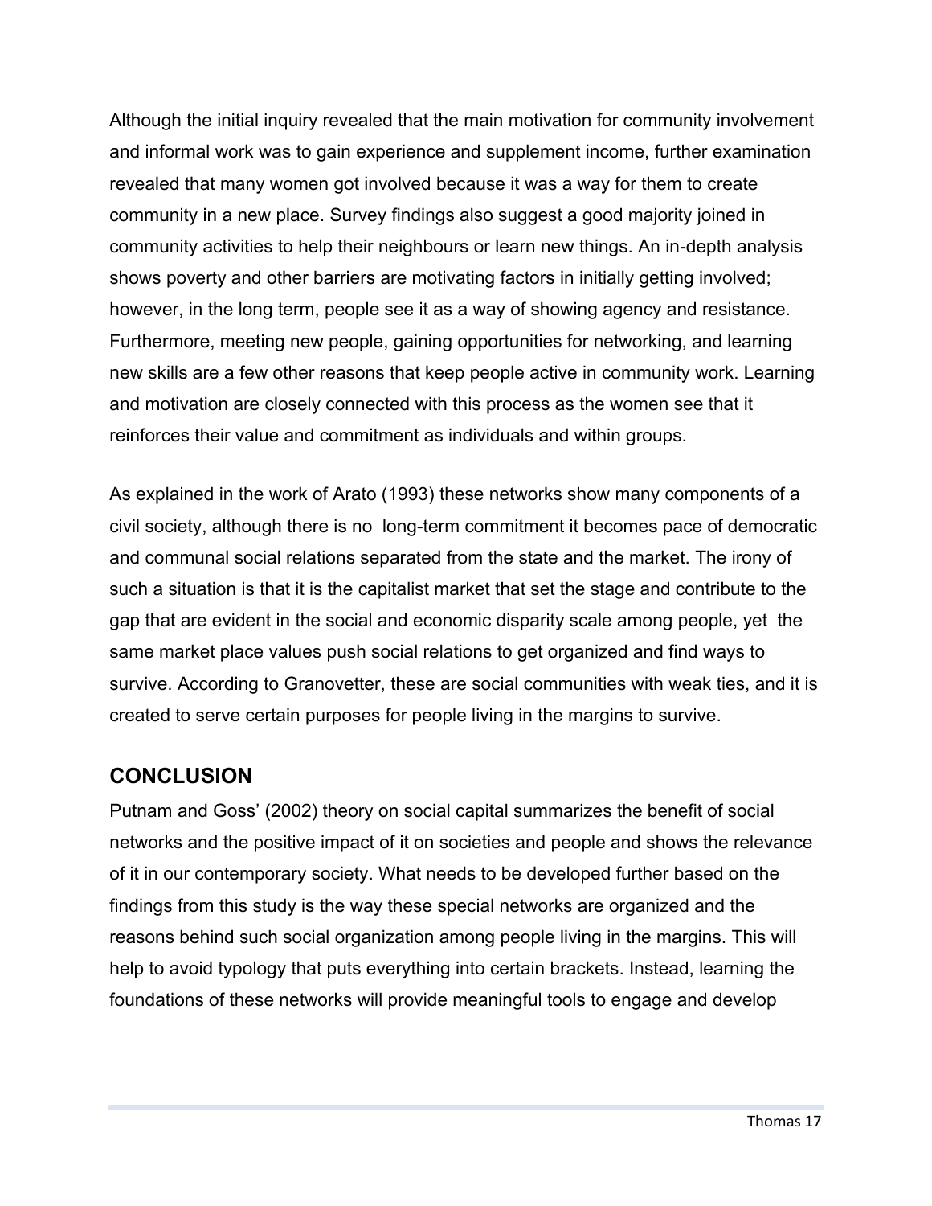Although the initial inquiry revealed that the main motivation for community involvement and informal work was to gain experience and supplement income, further examination revealed that many women got involved because it was a way for them to create community in a new place. Survey findings also suggest a good majority joined in community activities to help their neighbours or learn new things. An in-depth analysis shows poverty and other barriers are motivating factors in initially getting involved; however, in the long term, people see it as a way of showing agency and resistance. Furthermore, meeting new people, gaining opportunities for networking, and learning new skills are a few other reasons that keep people active in community work. Learning and motivation are closely connected with this process as the women see that it reinforces their value and commitment as individuals and within groups.

As explained in the work of Arato (1993) these networks show many components of a civil society, although there is no long-term commitment it becomes pace of democratic and communal social relations separated from the state and the market. The irony of such a situation is that it is the capitalist market that set the stage and contribute to the gap that are evident in the social and economic disparity scale among people, yet the same market place values push social relations to get organized and find ways to survive. According to Granovetter, these are social communities with weak ties, and it is created to serve certain purposes for people living in the margins to survive.

## CONCLUSION

Putnam and Goss' (2002) theory on social capital summarizes the benefit of social networks and the positive impact of it on societies and people and shows the relevance of it in our contemporary society. What needs to be developed further based on the findings from this study is the way these special networks are organized and the reasons behind such social organization among people living in the margins. This will help to avoid typology that puts everything into certain brackets. Instead, learning the foundations of these networks will provide meaningful tools to engage and develop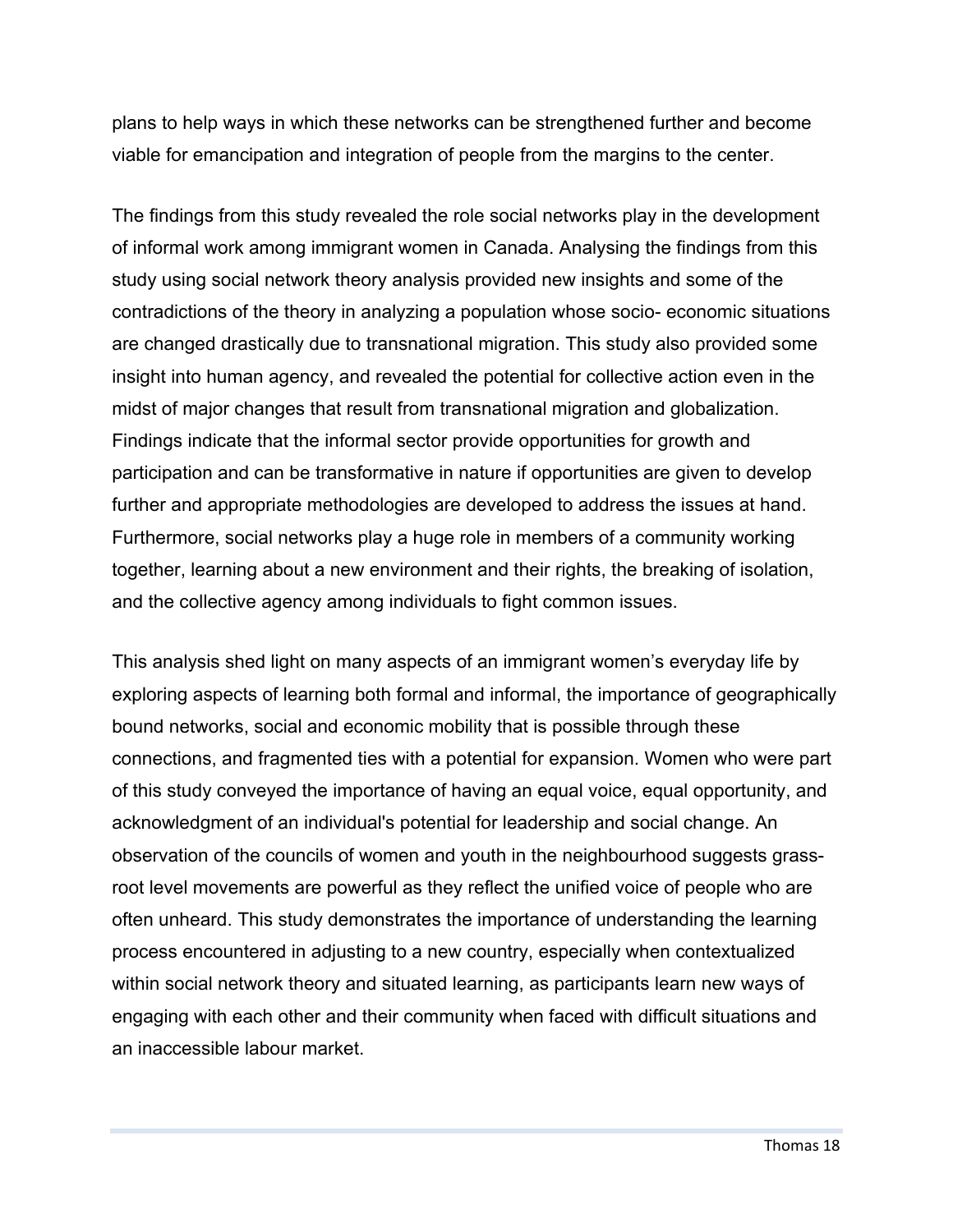plans to help ways in which these networks can be strengthened further and become viable for emancipation and integration of people from the margins to the center.

The findings from this study revealed the role social networks play in the development of informal work among immigrant women in Canada. Analysing the findings from this study using social network theory analysis provided new insights and some of the contradictions of the theory in analyzing a population whose socio- economic situations are changed drastically due to transnational migration. This study also provided some insight into human agency, and revealed the potential for collective action even in the midst of major changes that result from transnational migration and globalization. Findings indicate that the informal sector provide opportunities for growth and participation and can be transformative in nature if opportunities are given to develop further and appropriate methodologies are developed to address the issues at hand. Furthermore, social networks play a huge role in members of a community working together, learning about a new environment and their rights, the breaking of isolation, and the collective agency among individuals to fight common issues.

This analysis shed light on many aspects of an immigrant women's everyday life by exploring aspects of learning both formal and informal, the importance of geographically bound networks, social and economic mobility that is possible through these connections, and fragmented ties with a potential for expansion. Women who were part of this study conveyed the importance of having an equal voice, equal opportunity, and acknowledgment of an individual's potential for leadership and social change. An observation of the councils of women and youth in the neighbourhood suggests grass-root level movements are powerful as they reflect the unified voice of people who are often unheard. This study demonstrates the importance of understanding the learning process encountered in adjusting to a new country, especially when contextualized within social network theory and situated learning, as participants learn new ways of engaging with each other and their community when faced with difficult situations and an inaccessible labour market.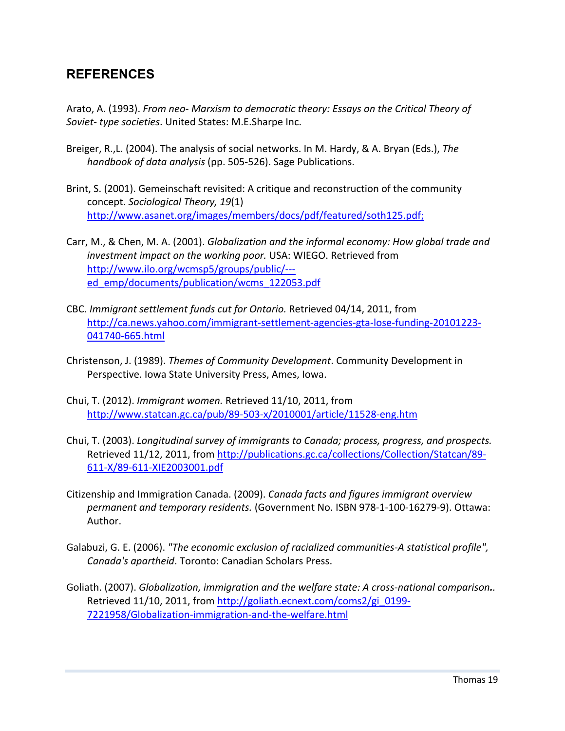## REFERENCES

Arato, A. (1993). *From neo- Marxism to democratic theory: Essays on the Critical Theory of Soviet- type societies*. United States: M.E.Sharpe Inc.

Breiger, R.,L. (2004). The analysis of social networks. In M. Hardy, & A. Bryan (Eds.), *The handbook of data analysis* (pp. 505-526). Sage Publications.

Brint, S. (2001). Gemeinschaft revisited: A critique and reconstruction of the community concept. *Sociological Theory, 19*(1) http://www.asanet.org/images/members/docs/pdf/featured/soth125.pdf;

Carr, M., & Chen, M. A. (2001). *Globalization and the informal economy: How global trade and investment impact on the working poor.* USA: WIEGO. Retrieved from http://www.ilo.org/wcmsp5/groups/public/---ed_emp/documents/publication/wcms_122053.pdf

CBC. *Immigrant settlement funds cut for Ontario.* Retrieved 04/14, 2011, from http://ca.news.yahoo.com/immigrant-settlement-agencies-gta-lose-funding-20101223-041740-665.html

Christenson, J. (1989). *Themes of Community Development*. Community Development in Perspective. Iowa State University Press, Ames, Iowa.

Chui, T. (2012). *Immigrant women.* Retrieved 11/10, 2011, from http://www.statcan.gc.ca/pub/89-503-x/2010001/article/11528-eng.htm

Chui, T. (2003). *Longitudinal survey of immigrants to Canada; process, progress, and prospects.* Retrieved 11/12, 2011, from http://publications.gc.ca/collections/Collection/Statcan/89-611-X/89-611-XIE2003001.pdf

Citizenship and Immigration Canada. (2009). *Canada facts and figures immigrant overview permanent and temporary residents.* (Government No. ISBN 978-1-100-16279-9). Ottawa: Author.

Galabuzi, G. E. (2006). *"The economic exclusion of racialized communities-A statistical profile", Canada's apartheid*. Toronto: Canadian Scholars Press.

Goliath. (2007). *Globalization, immigration and the welfare state: A cross-national comparison.*. Retrieved 11/10, 2011, from http://goliath.ecnext.com/coms2/gi_0199-7221958/Globalization-immigration-and-the-welfare.html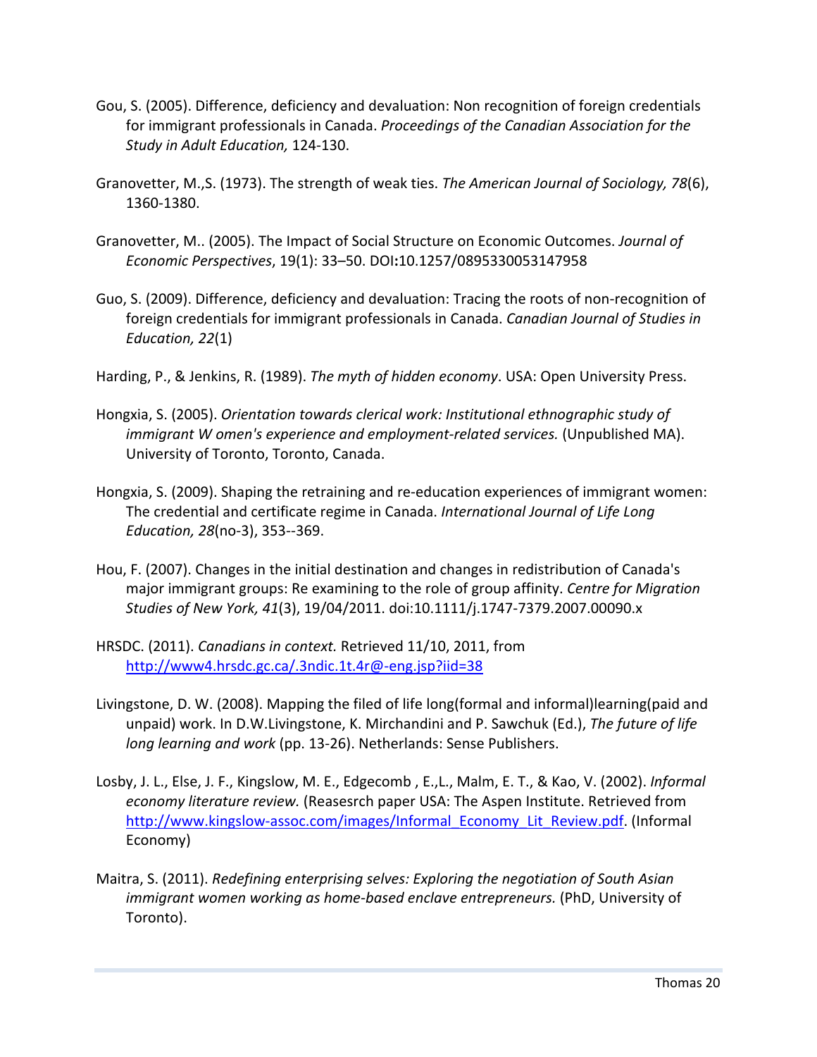Gou, S. (2005). Difference, deficiency and devaluation: Non recognition of foreign credentials for immigrant professionals in Canada. *Proceedings of the Canadian Association for the Study in Adult Education,* 124-130.

Granovetter, M.,S. (1973). The strength of weak ties. *The American Journal of Sociology, 78*(6), 1360-1380.

Granovetter, M.. (2005). The Impact of Social Structure on Economic Outcomes. *Journal of Economic Perspectives*, 19(1): 33–50. DOI**:**10.1257/0895330053147958

Guo, S. (2009). Difference, deficiency and devaluation: Tracing the roots of non-recognition of foreign credentials for immigrant professionals in Canada. *Canadian Journal of Studies in Education, 22*(1)

Harding, P., & Jenkins, R. (1989). *The myth of hidden economy*. USA: Open University Press.

Hongxia, S. (2005). *Orientation towards clerical work: Institutional ethnographic study of immigrant W omen's experience and employment-related services.* (Unpublished MA). University of Toronto, Toronto, Canada.

Hongxia, S. (2009). Shaping the retraining and re-education experiences of immigrant women: The credential and certificate regime in Canada. *International Journal of Life Long Education, 28*(no-3), 353--369.

Hou, F. (2007). Changes in the initial destination and changes in redistribution of Canada's major immigrant groups: Re examining to the role of group affinity. *Centre for Migration Studies of New York, 41*(3), 19/04/2011. doi:10.1111/j.1747-7379.2007.00090.x

HRSDC. (2011). *Canadians in context.* Retrieved 11/10, 2011, from http://www4.hrsdc.gc.ca/.3ndic.1t.4r@-eng.jsp?iid=38

Livingstone, D. W. (2008). Mapping the filed of life long(formal and informal)learning(paid and unpaid) work. In D.W.Livingstone, K. Mirchandini and P. Sawchuk (Ed.), *The future of life long learning and work* (pp. 13-26). Netherlands: Sense Publishers.

Losby, J. L., Else, J. F., Kingslow, M. E., Edgecomb , E.,L., Malm, E. T., & Kao, V. (2002). *Informal economy literature review.* (Reasesrch paper USA: The Aspen Institute. Retrieved from http://www.kingslow-assoc.com/images/Informal_Economy_Lit_Review.pdf. (Informal Economy)

Maitra, S. (2011). *Redefining enterprising selves: Exploring the negotiation of South Asian immigrant women working as home-based enclave entrepreneurs.* (PhD, University of Toronto).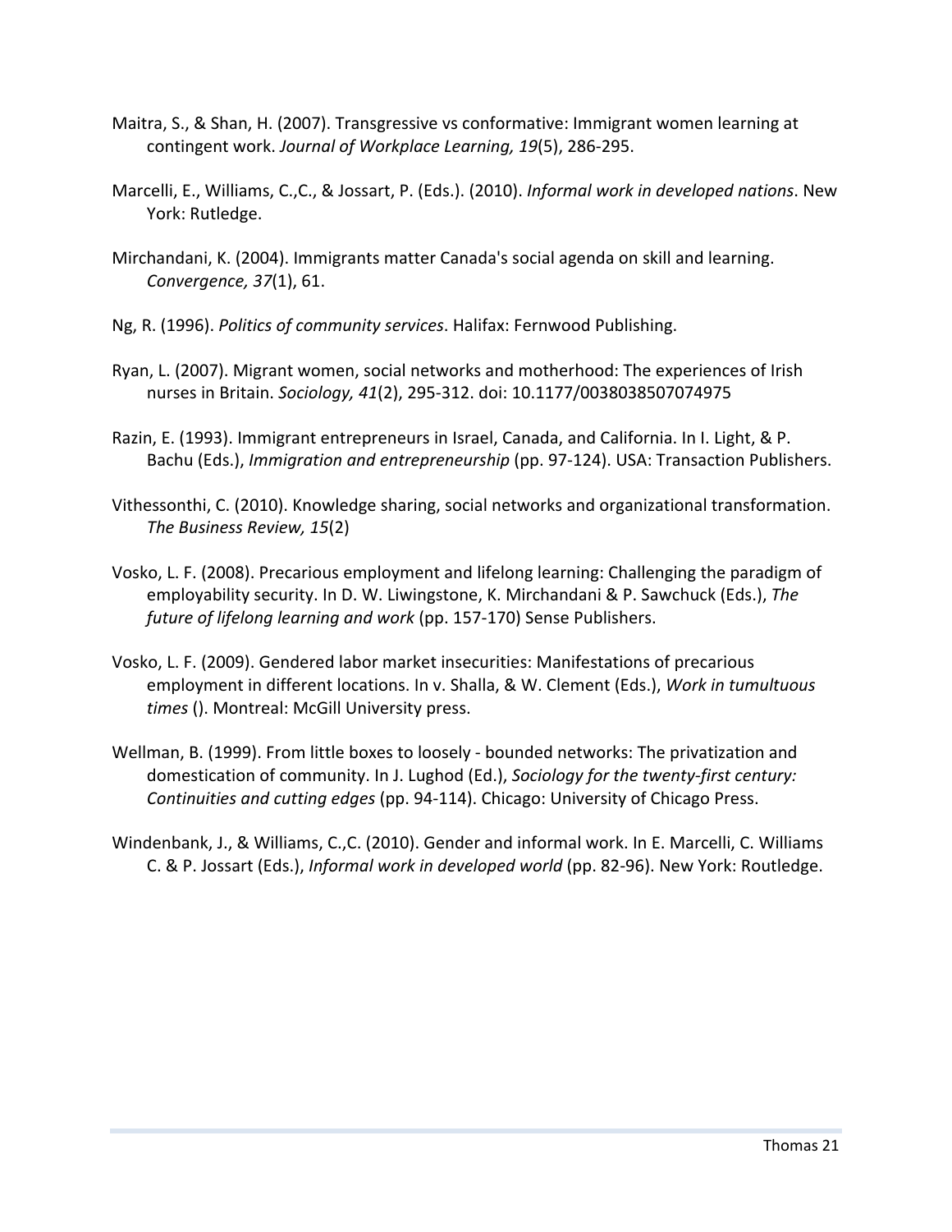Maitra, S., & Shan, H. (2007). Transgressive vs conformative: Immigrant women learning at contingent work. *Journal of Workplace Learning, 19*(5), 286-295.

Marcelli, E., Williams, C.,C., & Jossart, P. (Eds.). (2010). *Informal work in developed nations*. New York: Rutledge.

Mirchandani, K. (2004). Immigrants matter Canada's social agenda on skill and learning. *Convergence, 37*(1), 61.

Ng, R. (1996). *Politics of community services*. Halifax: Fernwood Publishing.

Ryan, L. (2007). Migrant women, social networks and motherhood: The experiences of Irish nurses in Britain. *Sociology, 41*(2), 295-312. doi: 10.1177/0038038507074975

Razin, E. (1993). Immigrant entrepreneurs in Israel, Canada, and California. In I. Light, & P. Bachu (Eds.), *Immigration and entrepreneurship* (pp. 97-124). USA: Transaction Publishers.

Vithessonthi, C. (2010). Knowledge sharing, social networks and organizational transformation. *The Business Review, 15*(2)

Vosko, L. F. (2008). Precarious employment and lifelong learning: Challenging the paradigm of employability security. In D. W. Liwingstone, K. Mirchandani & P. Sawchuck (Eds.), *The future of lifelong learning and work* (pp. 157-170) Sense Publishers.

Vosko, L. F. (2009). Gendered labor market insecurities: Manifestations of precarious employment in different locations. In v. Shalla, & W. Clement (Eds.), *Work in tumultuous times* (). Montreal: McGill University press.

Wellman, B. (1999). From little boxes to loosely - bounded networks: The privatization and domestication of community. In J. Lughod (Ed.), *Sociology for the twenty-first century: Continuities and cutting edges* (pp. 94-114). Chicago: University of Chicago Press.

Windenbank, J., & Williams, C.,C. (2010). Gender and informal work. In E. Marcelli, C. Williams C. & P. Jossart (Eds.), *Informal work in developed world* (pp. 82-96). New York: Routledge.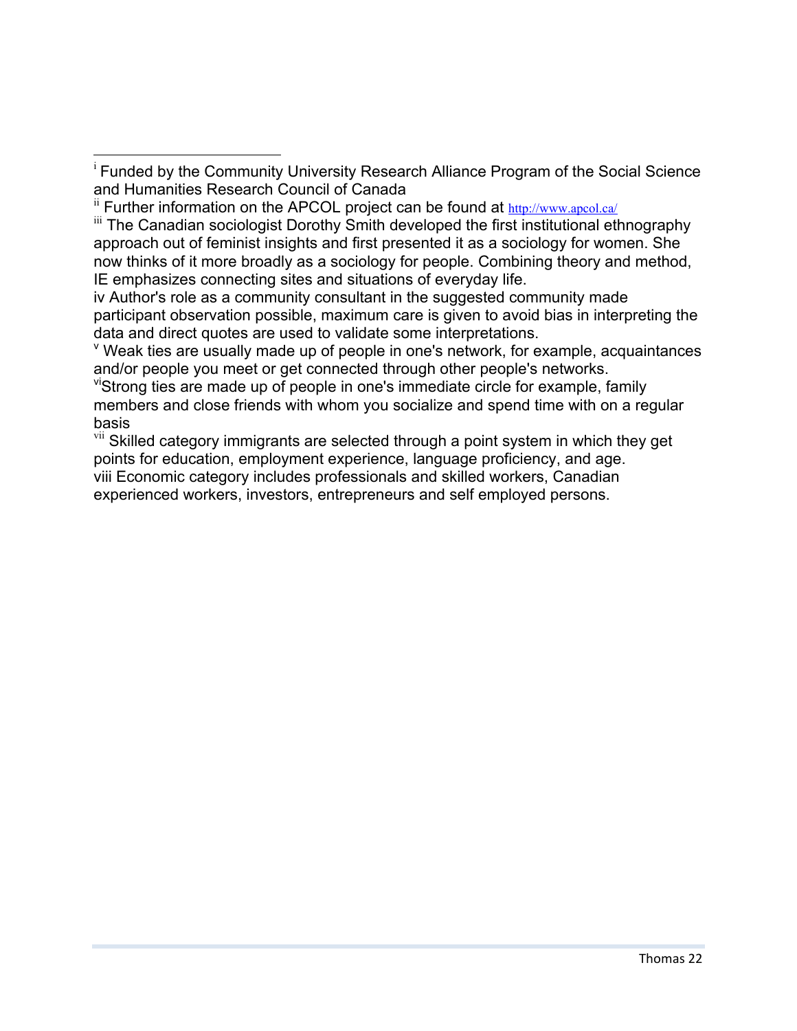[i] Funded by the Community University Research Alliance Program of the Social Science and Humanities Research Council of Canada

[ii] Further information on the APCOL project can be found at http://www.apcol.ca/

[iii] The Canadian sociologist Dorothy Smith developed the first institutional ethnography approach out of feminist insights and first presented it as a sociology for women. She now thinks of it more broadly as a sociology for people. Combining theory and method, IE emphasizes connecting sites and situations of everyday life.

iv Author's role as a community consultant in the suggested community made participant observation possible, maximum care is given to avoid bias in interpreting the data and direct quotes are used to validate some interpretations.

[v] Weak ties are usually made up of people in one's network, for example, acquaintances and/or people you meet or get connected through other people's networks.

[vi]Strong ties are made up of people in one's immediate circle for example, family members and close friends with whom you socialize and spend time with on a regular basis

[vii] Skilled category immigrants are selected through a point system in which they get points for education, employment experience, language proficiency, and age.

viii Economic category includes professionals and skilled workers, Canadian experienced workers, investors, entrepreneurs and self employed persons.